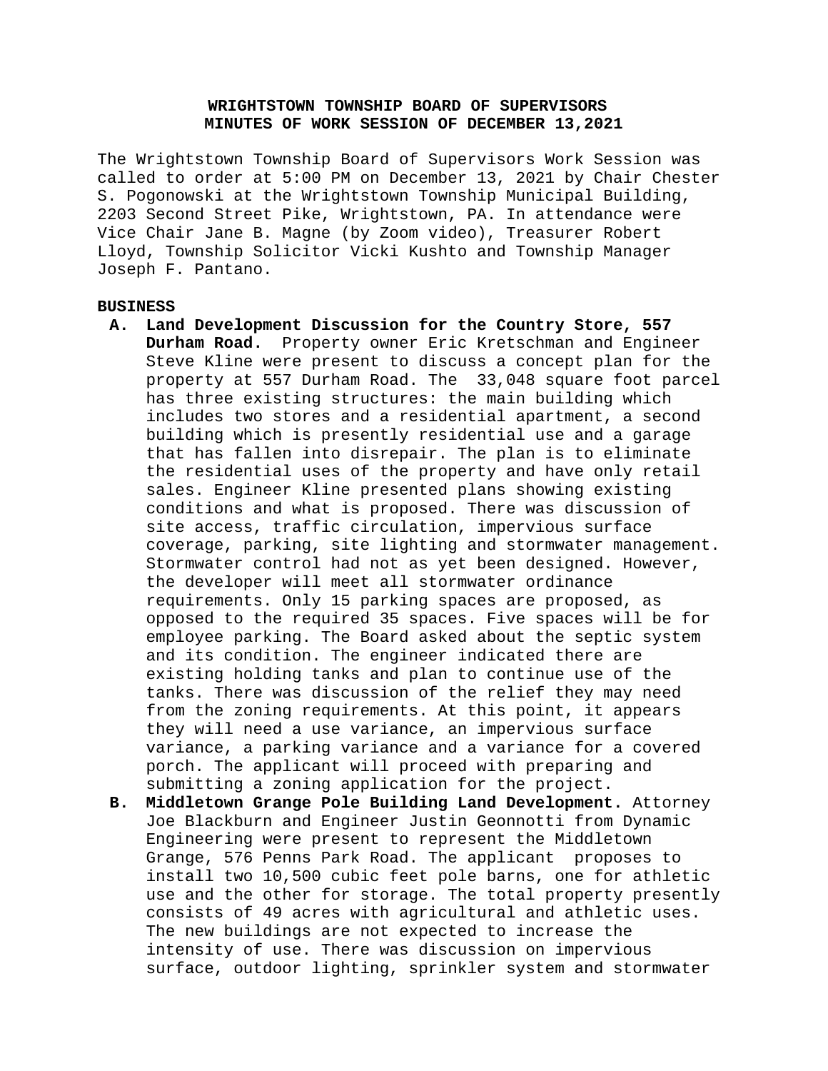**WRIGHTSTOWN TOWNSHIP BOARD OF SUPERVISORS**
**MINUTES OF WORK SESSION OF DECEMBER 13,2021**

The Wrightstown Township Board of Supervisors Work Session was called to order at 5:00 PM on December 13, 2021 by Chair Chester S. Pogonowski at the Wrightstown Township Municipal Building, 2203 Second Street Pike, Wrightstown, PA. In attendance were Vice Chair Jane B. Magne (by Zoom video), Treasurer Robert Lloyd, Township Solicitor Vicki Kushto and Township Manager Joseph F. Pantano.

**BUSINESS**

A. **Land Development Discussion for the Country Store, 557 Durham Road.** Property owner Eric Kretschman and Engineer Steve Kline were present to discuss a concept plan for the property at 557 Durham Road. The 33,048 square foot parcel has three existing structures: the main building which includes two stores and a residential apartment, a second building which is presently residential use and a garage that has fallen into disrepair. The plan is to eliminate the residential uses of the property and have only retail sales. Engineer Kline presented plans showing existing conditions and what is proposed. There was discussion of site access, traffic circulation, impervious surface coverage, parking, site lighting and stormwater management. Stormwater control had not as yet been designed. However, the developer will meet all stormwater ordinance requirements. Only 15 parking spaces are proposed, as opposed to the required 35 spaces. Five spaces will be for employee parking. The Board asked about the septic system and its condition. The engineer indicated there are existing holding tanks and plan to continue use of the tanks. There was discussion of the relief they may need from the zoning requirements. At this point, it appears they will need a use variance, an impervious surface variance, a parking variance and a variance for a covered porch. The applicant will proceed with preparing and submitting a zoning application for the project.

B. **Middletown Grange Pole Building Land Development.** Attorney Joe Blackburn and Engineer Justin Geonnotti from Dynamic Engineering were present to represent the Middletown Grange, 576 Penns Park Road. The applicant proposes to install two 10,500 cubic feet pole barns, one for athletic use and the other for storage. The total property presently consists of 49 acres with agricultural and athletic uses. The new buildings are not expected to increase the intensity of use. There was discussion on impervious surface, outdoor lighting, sprinkler system and stormwater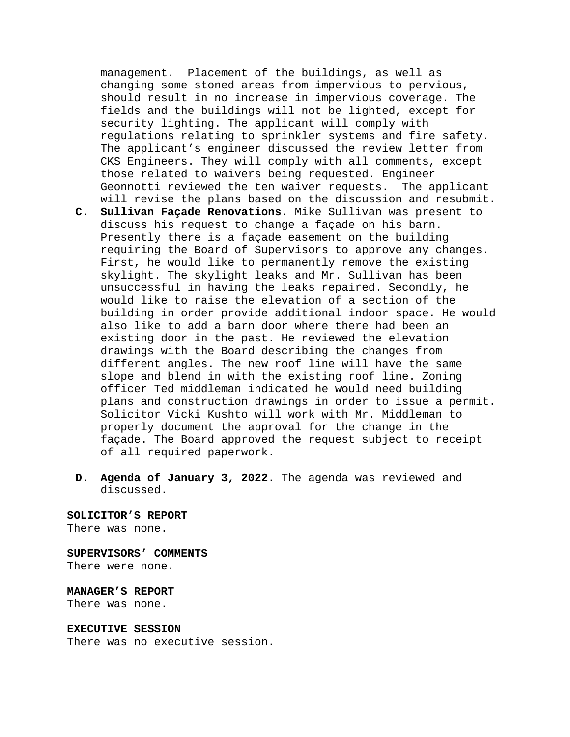management. Placement of the buildings, as well as changing some stoned areas from impervious to pervious, should result in no increase in impervious coverage. The fields and the buildings will not be lighted, except for security lighting. The applicant will comply with regulations relating to sprinkler systems and fire safety. The applicant's engineer discussed the review letter from CKS Engineers. They will comply with all comments, except those related to waivers being requested. Engineer Geonnotti reviewed the ten waiver requests. The applicant will revise the plans based on the discussion and resubmit.

**C. Sullivan Façade Renovations.** Mike Sullivan was present to discuss his request to change a façade on his barn. Presently there is a façade easement on the building requiring the Board of Supervisors to approve any changes. First, he would like to permanently remove the existing skylight. The skylight leaks and Mr. Sullivan has been unsuccessful in having the leaks repaired. Secondly, he would like to raise the elevation of a section of the building in order provide additional indoor space. He would also like to add a barn door where there had been an existing door in the past. He reviewed the elevation drawings with the Board describing the changes from different angles. The new roof line will have the same slope and blend in with the existing roof line. Zoning officer Ted middleman indicated he would need building plans and construction drawings in order to issue a permit. Solicitor Vicki Kushto will work with Mr. Middleman to properly document the approval for the change in the façade. The Board approved the request subject to receipt of all required paperwork.

**D. Agenda of January 3, 2022**. The agenda was reviewed and discussed.

**SOLICITOR'S REPORT**
There was none.

**SUPERVISORS' COMMENTS**
There were none.

**MANAGER'S REPORT**
There was none.

**EXECUTIVE SESSION**
There was no executive session.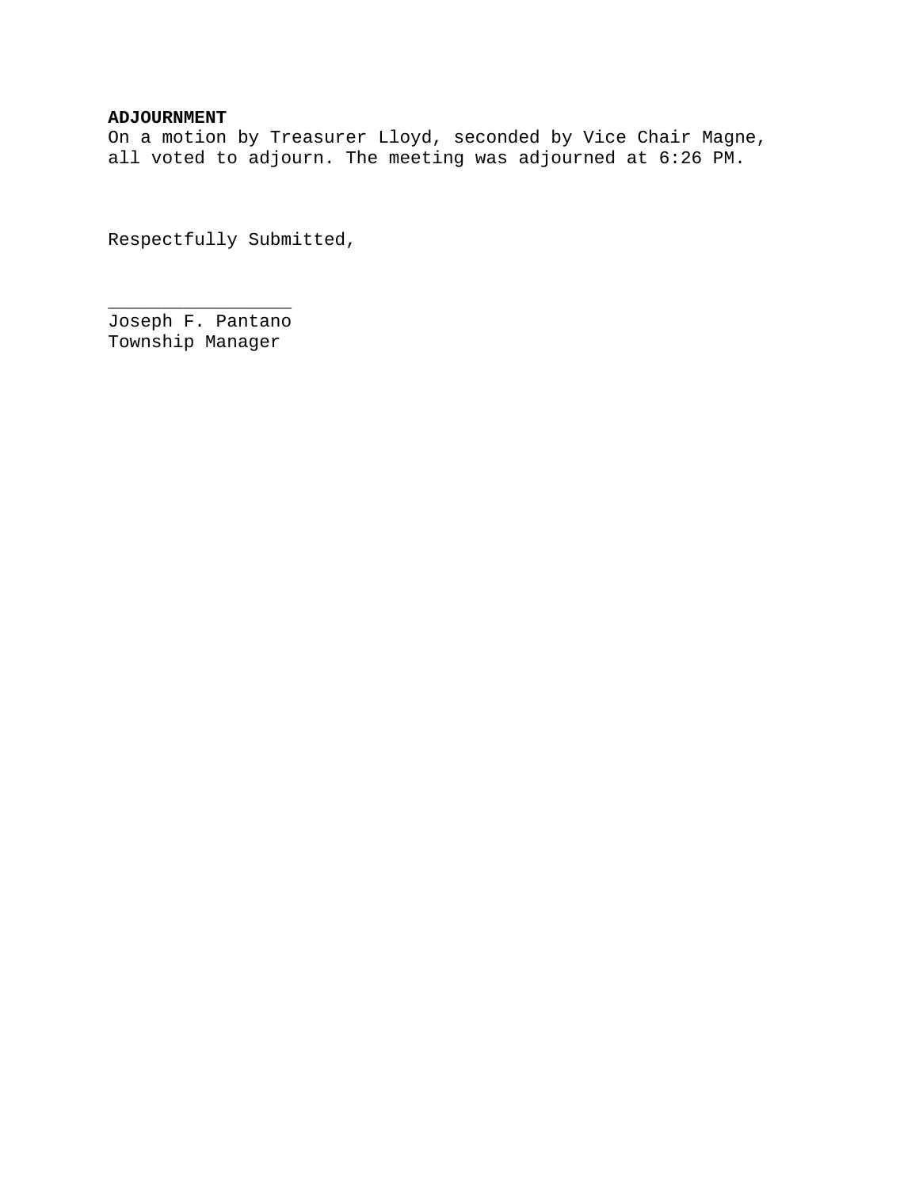**ADJOURNMENT**

On a motion by Treasurer Lloyd, seconded by Vice Chair Magne, all voted to adjourn. The meeting was adjourned at 6:26 PM.

Respectfully Submitted,

\_\_\_\_\_\_\_\_\_\_\_\_\_\_\_\_\_

Joseph F. Pantano
Township Manager